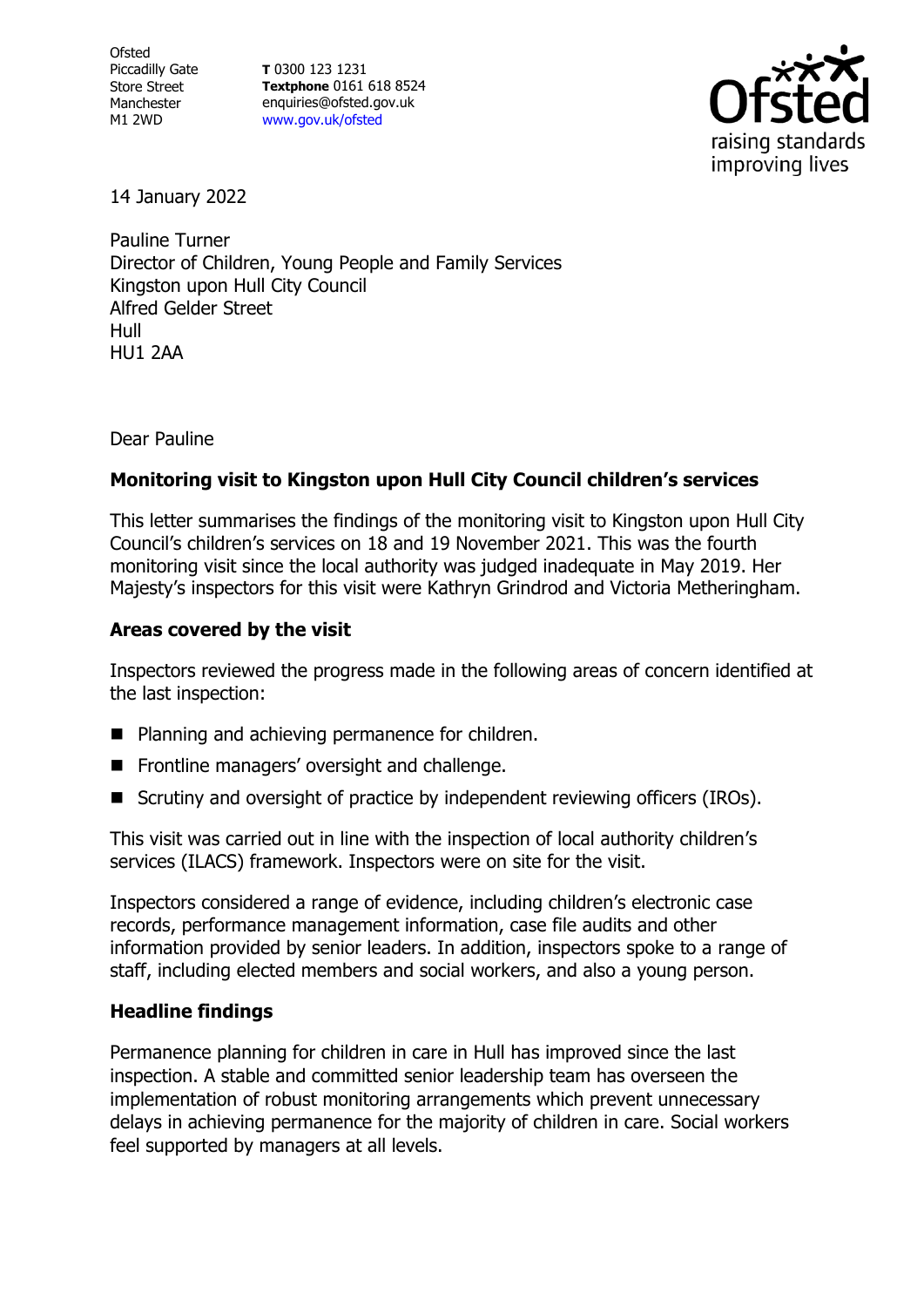Ofsted
Piccadilly Gate
Store Street
Manchester
M1 2WD

**T** 0300 123 1231
**Textphone** 0161 618 8524
enquiries@ofsted.gov.uk
www.gov.uk/ofsted

14 January 2022

Pauline Turner
Director of Children, Young People and Family Services
Kingston upon Hull City Council
Alfred Gelder Street
Hull
HU1 2AA

Dear Pauline

**Monitoring visit to Kingston upon Hull City Council children's services**

This letter summarises the findings of the monitoring visit to Kingston upon Hull City Council's children's services on 18 and 19 November 2021. This was the fourth monitoring visit since the local authority was judged inadequate in May 2019. Her Majesty's inspectors for this visit were Kathryn Grindrod and Victoria Metheringham.

## Areas covered by the visit

Inspectors reviewed the progress made in the following areas of concern identified at the last inspection:

- Planning and achieving permanence for children.
- Frontline managers' oversight and challenge.
- Scrutiny and oversight of practice by independent reviewing officers (IROs).

This visit was carried out in line with the inspection of local authority children's services (ILACS) framework. Inspectors were on site for the visit.

Inspectors considered a range of evidence, including children's electronic case records, performance management information, case file audits and other information provided by senior leaders. In addition, inspectors spoke to a range of staff, including elected members and social workers, and also a young person.

## Headline findings

Permanence planning for children in care in Hull has improved since the last inspection. A stable and committed senior leadership team has overseen the implementation of robust monitoring arrangements which prevent unnecessary delays in achieving permanence for the majority of children in care. Social workers feel supported by managers at all levels.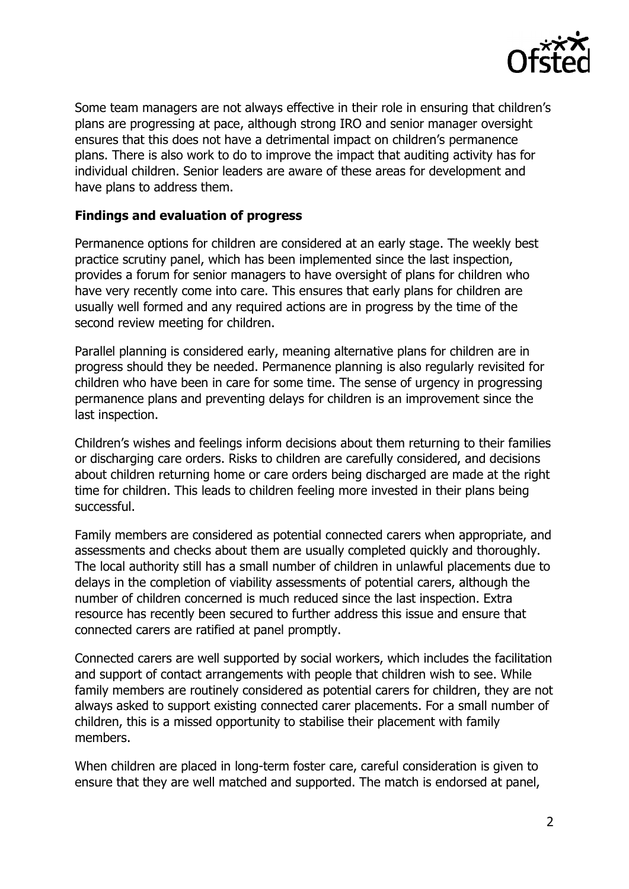Some team managers are not always effective in their role in ensuring that children's plans are progressing at pace, although strong IRO and senior manager oversight ensures that this does not have a detrimental impact on children's permanence plans. There is also work to do to improve the impact that auditing activity has for individual children. Senior leaders are aware of these areas for development and have plans to address them.

## Findings and evaluation of progress

Permanence options for children are considered at an early stage. The weekly best practice scrutiny panel, which has been implemented since the last inspection, provides a forum for senior managers to have oversight of plans for children who have very recently come into care. This ensures that early plans for children are usually well formed and any required actions are in progress by the time of the second review meeting for children.

Parallel planning is considered early, meaning alternative plans for children are in progress should they be needed. Permanence planning is also regularly revisited for children who have been in care for some time. The sense of urgency in progressing permanence plans and preventing delays for children is an improvement since the last inspection.

Children's wishes and feelings inform decisions about them returning to their families or discharging care orders. Risks to children are carefully considered, and decisions about children returning home or care orders being discharged are made at the right time for children. This leads to children feeling more invested in their plans being successful.

Family members are considered as potential connected carers when appropriate, and assessments and checks about them are usually completed quickly and thoroughly. The local authority still has a small number of children in unlawful placements due to delays in the completion of viability assessments of potential carers, although the number of children concerned is much reduced since the last inspection. Extra resource has recently been secured to further address this issue and ensure that connected carers are ratified at panel promptly.

Connected carers are well supported by social workers, which includes the facilitation and support of contact arrangements with people that children wish to see. While family members are routinely considered as potential carers for children, they are not always asked to support existing connected carer placements. For a small number of children, this is a missed opportunity to stabilise their placement with family members.

When children are placed in long-term foster care, careful consideration is given to ensure that they are well matched and supported. The match is endorsed at panel,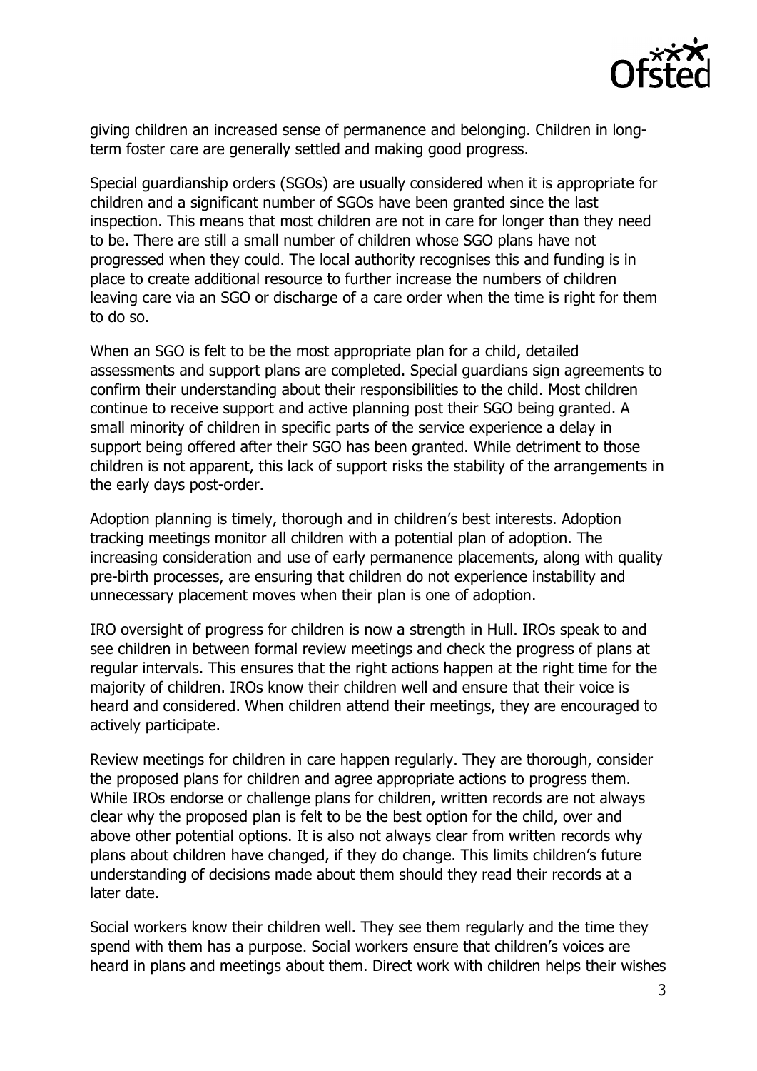giving children an increased sense of permanence and belonging. Children in long-term foster care are generally settled and making good progress.

Special guardianship orders (SGOs) are usually considered when it is appropriate for children and a significant number of SGOs have been granted since the last inspection. This means that most children are not in care for longer than they need to be. There are still a small number of children whose SGO plans have not progressed when they could. The local authority recognises this and funding is in place to create additional resource to further increase the numbers of children leaving care via an SGO or discharge of a care order when the time is right for them to do so.

When an SGO is felt to be the most appropriate plan for a child, detailed assessments and support plans are completed. Special guardians sign agreements to confirm their understanding about their responsibilities to the child. Most children continue to receive support and active planning post their SGO being granted. A small minority of children in specific parts of the service experience a delay in support being offered after their SGO has been granted. While detriment to those children is not apparent, this lack of support risks the stability of the arrangements in the early days post-order.

Adoption planning is timely, thorough and in children's best interests. Adoption tracking meetings monitor all children with a potential plan of adoption. The increasing consideration and use of early permanence placements, along with quality pre-birth processes, are ensuring that children do not experience instability and unnecessary placement moves when their plan is one of adoption.

IRO oversight of progress for children is now a strength in Hull. IROs speak to and see children in between formal review meetings and check the progress of plans at regular intervals. This ensures that the right actions happen at the right time for the majority of children. IROs know their children well and ensure that their voice is heard and considered. When children attend their meetings, they are encouraged to actively participate.

Review meetings for children in care happen regularly. They are thorough, consider the proposed plans for children and agree appropriate actions to progress them. While IROs endorse or challenge plans for children, written records are not always clear why the proposed plan is felt to be the best option for the child, over and above other potential options. It is also not always clear from written records why plans about children have changed, if they do change. This limits children's future understanding of decisions made about them should they read their records at a later date.

Social workers know their children well. They see them regularly and the time they spend with them has a purpose. Social workers ensure that children's voices are heard in plans and meetings about them. Direct work with children helps their wishes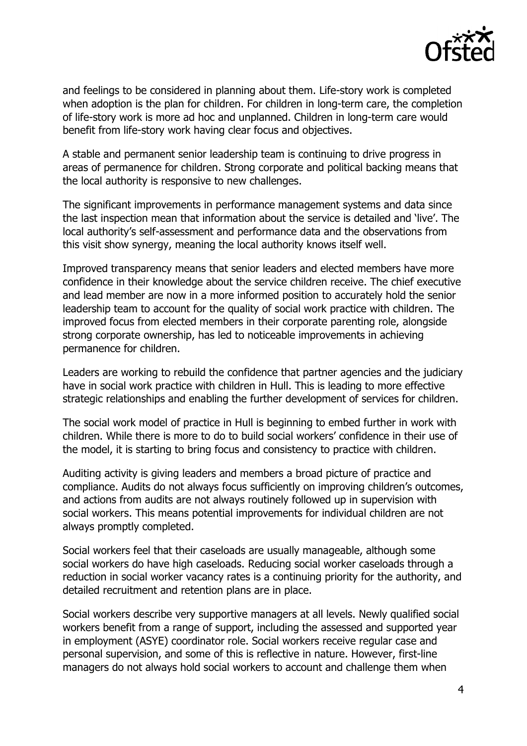and feelings to be considered in planning about them. Life-story work is completed when adoption is the plan for children. For children in long-term care, the completion of life-story work is more ad hoc and unplanned. Children in long-term care would benefit from life-story work having clear focus and objectives.

A stable and permanent senior leadership team is continuing to drive progress in areas of permanence for children. Strong corporate and political backing means that the local authority is responsive to new challenges.

The significant improvements in performance management systems and data since the last inspection mean that information about the service is detailed and 'live'. The local authority's self-assessment and performance data and the observations from this visit show synergy, meaning the local authority knows itself well.

Improved transparency means that senior leaders and elected members have more confidence in their knowledge about the service children receive. The chief executive and lead member are now in a more informed position to accurately hold the senior leadership team to account for the quality of social work practice with children. The improved focus from elected members in their corporate parenting role, alongside strong corporate ownership, has led to noticeable improvements in achieving permanence for children.

Leaders are working to rebuild the confidence that partner agencies and the judiciary have in social work practice with children in Hull. This is leading to more effective strategic relationships and enabling the further development of services for children.

The social work model of practice in Hull is beginning to embed further in work with children. While there is more to do to build social workers' confidence in their use of the model, it is starting to bring focus and consistency to practice with children.

Auditing activity is giving leaders and members a broad picture of practice and compliance. Audits do not always focus sufficiently on improving children's outcomes, and actions from audits are not always routinely followed up in supervision with social workers. This means potential improvements for individual children are not always promptly completed.

Social workers feel that their caseloads are usually manageable, although some social workers do have high caseloads. Reducing social worker caseloads through a reduction in social worker vacancy rates is a continuing priority for the authority, and detailed recruitment and retention plans are in place.

Social workers describe very supportive managers at all levels. Newly qualified social workers benefit from a range of support, including the assessed and supported year in employment (ASYE) coordinator role. Social workers receive regular case and personal supervision, and some of this is reflective in nature. However, first-line managers do not always hold social workers to account and challenge them when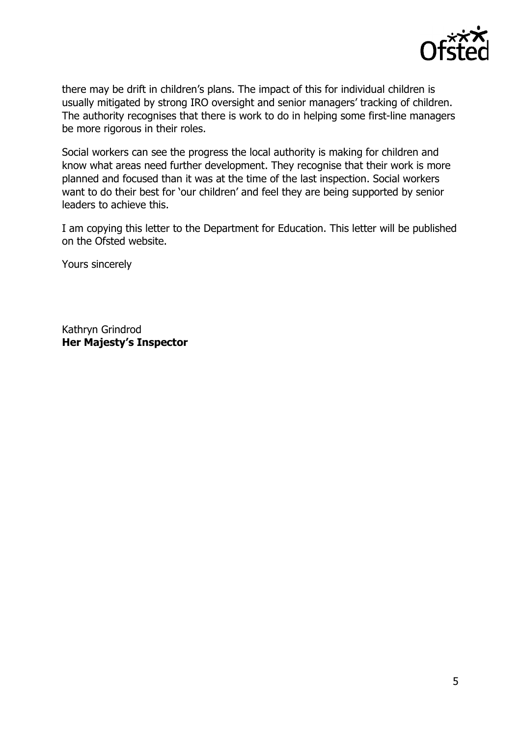there may be drift in children's plans. The impact of this for individual children is usually mitigated by strong IRO oversight and senior managers' tracking of children. The authority recognises that there is work to do in helping some first-line managers be more rigorous in their roles.

Social workers can see the progress the local authority is making for children and know what areas need further development. They recognise that their work is more planned and focused than it was at the time of the last inspection. Social workers want to do their best for 'our children' and feel they are being supported by senior leaders to achieve this.

I am copying this letter to the Department for Education. This letter will be published on the Ofsted website.

Yours sincerely

Kathryn Grindrod
**Her Majesty's Inspector**